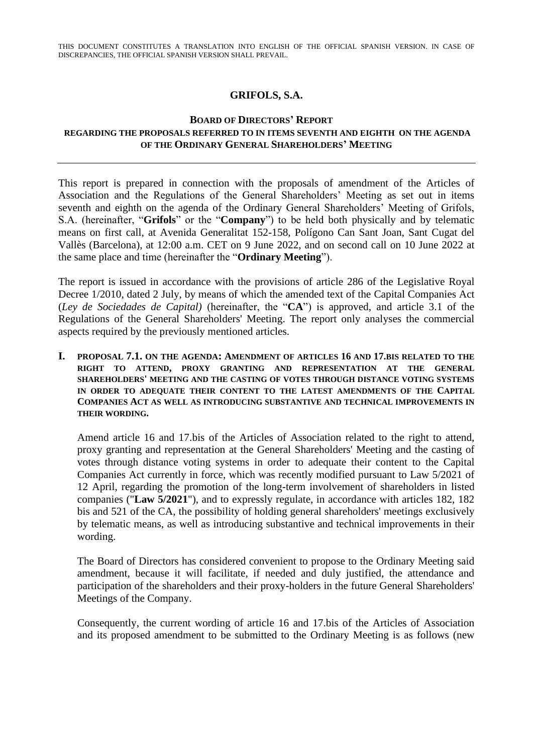THIS DOCUMENT CONSTITUTES A TRANSLATION INTO ENGLISH OF THE OFFICIAL SPANISH VERSION. IN CASE OF DISCREPANCIES, THE OFFICIAL SPANISH VERSION SHALL PREVAIL.

# GRIFOLS, S.A.

## BOARD OF DIRECTORS' REPORT
## REGARDING THE PROPOSALS REFERRED TO IN ITEMS SEVENTH AND EIGHTH ON THE AGENDA OF THE ORDINARY GENERAL SHAREHOLDERS' MEETING

---

This report is prepared in connection with the proposals of amendment of the Articles of Association and the Regulations of the General Shareholders' Meeting as set out in items seventh and eighth on the agenda of the Ordinary General Shareholders' Meeting of Grifols, S.A. (hereinafter, "**Grifols**" or the "**Company**") to be held both physically and by telematic means on first call, at Avenida Generalitat 152-158, Polígono Can Sant Joan, Sant Cugat del Vallès (Barcelona), at 12:00 a.m. CET on 9 June 2022, and on second call on 10 June 2022 at the same place and time (hereinafter the "**Ordinary Meeting**").

The report is issued in accordance with the provisions of article 286 of the Legislative Royal Decree 1/2010, dated 2 July, by means of which the amended text of the Capital Companies Act (*Ley de Sociedades de Capital)* (hereinafter, the "**CA**") is approved, and article 3.1 of the Regulations of the General Shareholders' Meeting. The report only analyses the commercial aspects required by the previously mentioned articles.

**I. PROPOSAL 7.1. ON THE AGENDA: AMENDMENT OF ARTICLES 16 AND 17.BIS RELATED TO THE RIGHT TO ATTEND, PROXY GRANTING AND REPRESENTATION AT THE GENERAL SHAREHOLDERS' MEETING AND THE CASTING OF VOTES THROUGH DISTANCE VOTING SYSTEMS IN ORDER TO ADEQUATE THEIR CONTENT TO THE LATEST AMENDMENTS OF THE CAPITAL COMPANIES ACT AS WELL AS INTRODUCING SUBSTANTIVE AND TECHNICAL IMPROVEMENTS IN THEIR WORDING.**

Amend article 16 and 17.bis of the Articles of Association related to the right to attend, proxy granting and representation at the General Shareholders' Meeting and the casting of votes through distance voting systems in order to adequate their content to the Capital Companies Act currently in force, which was recently modified pursuant to Law 5/2021 of 12 April, regarding the promotion of the long-term involvement of shareholders in listed companies ("**Law 5/2021**"), and to expressly regulate, in accordance with articles 182, 182 bis and 521 of the CA, the possibility of holding general shareholders' meetings exclusively by telematic means, as well as introducing substantive and technical improvements in their wording.

The Board of Directors has considered convenient to propose to the Ordinary Meeting said amendment, because it will facilitate, if needed and duly justified, the attendance and participation of the shareholders and their proxy-holders in the future General Shareholders' Meetings of the Company.

Consequently, the current wording of article 16 and 17.bis of the Articles of Association and its proposed amendment to be submitted to the Ordinary Meeting is as follows (new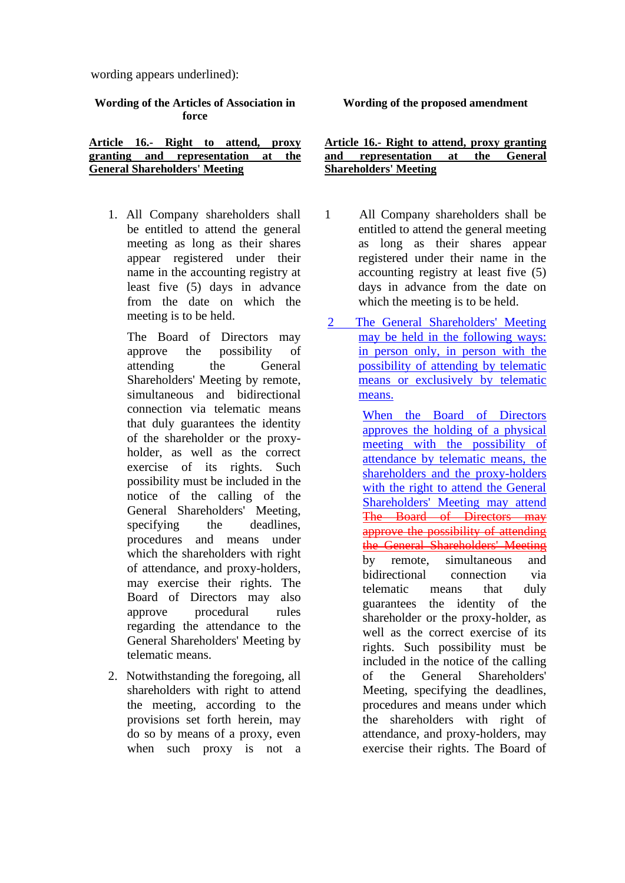wording appears underlined):

| Wording of the Articles of Association in force | Wording of the proposed amendment |
|---|---|
| **Article 16.- Right to attend, proxy granting and representation at the General Shareholders' Meeting** | **Article 16.- Right to attend, proxy granting and representation at the General Shareholders' Meeting** |
| 1. All Company shareholders shall be entitled to attend the general meeting as long as their shares appear registered under their name in the accounting registry at least five (5) days in advance from the date on which the meeting is to be held. | 1 All Company shareholders shall be entitled to attend the general meeting as long as their shares appear registered under their name in the accounting registry at least five (5) days in advance from the date on which the meeting is to be held. |
| | 2 The General Shareholders' Meeting may be held in the following ways: in person only, in person with the possibility of attending by telematic means or exclusively by telematic means. |
| The Board of Directors may approve the possibility of attending the General Shareholders' Meeting by remote, simultaneous and bidirectional connection via telematic means that duly guarantees the identity of the shareholder or the proxy-holder, as well as the correct exercise of its rights. Such possibility must be included in the notice of the calling of the General Shareholders' Meeting, specifying the deadlines, procedures and means under which the shareholders with right of attendance, and proxy-holders, may exercise their rights. The Board of Directors may also approve procedural rules regarding the attendance to the General Shareholders' Meeting by telematic means. | When the Board of Directors approves the holding of a physical meeting with the possibility of attendance by telematic means, the shareholders and the proxy-holders with the right to attend the General Shareholders' Meeting may attend ~~The Board of Directors may approve the possibility of attending the General Shareholders' Meeting~~ by remote, simultaneous and bidirectional connection via telematic means that duly guarantees the identity of the shareholder or the proxy-holder, as well as the correct exercise of its rights. Such possibility must be included in the notice of the calling of the General Shareholders' Meeting, specifying the deadlines, procedures and means under which the shareholders with right of attendance, and proxy-holders, may exercise their rights. The Board of |
| 2. Notwithstanding the foregoing, all shareholders with right to attend the meeting, according to the provisions set forth herein, may do so by means of a proxy, even when such proxy is not a | |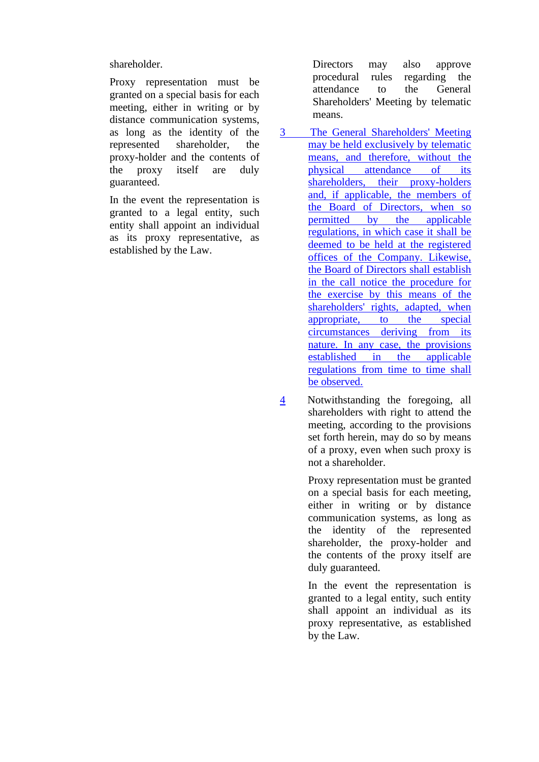shareholder.

Proxy representation must be granted on a special basis for each meeting, either in writing or by distance communication systems, as long as the identity of the represented shareholder, the proxy-holder and the contents of the proxy itself are duly guaranteed.

In the event the representation is granted to a legal entity, such entity shall appoint an individual as its proxy representative, as established by the Law.

Directors may also approve procedural rules regarding the attendance to the General Shareholders' Meeting by telematic means.

3 The General Shareholders' Meeting may be held exclusively by telematic means, and therefore, without the physical attendance of its shareholders, their proxy-holders and, if applicable, the members of the Board of Directors, when so permitted by the applicable regulations, in which case it shall be deemed to be held at the registered offices of the Company. Likewise, the Board of Directors shall establish in the call notice the procedure for the exercise by this means of the shareholders' rights, adapted, when appropriate, to the special circumstances deriving from its nature. In any case, the provisions established in the applicable regulations from time to time shall be observed.

4 Notwithstanding the foregoing, all shareholders with right to attend the meeting, according to the provisions set forth herein, may do so by means of a proxy, even when such proxy is not a shareholder.

Proxy representation must be granted on a special basis for each meeting, either in writing or by distance communication systems, as long as the identity of the represented shareholder, the proxy-holder and the contents of the proxy itself are duly guaranteed.

In the event the representation is granted to a legal entity, such entity shall appoint an individual as its proxy representative, as established by the Law.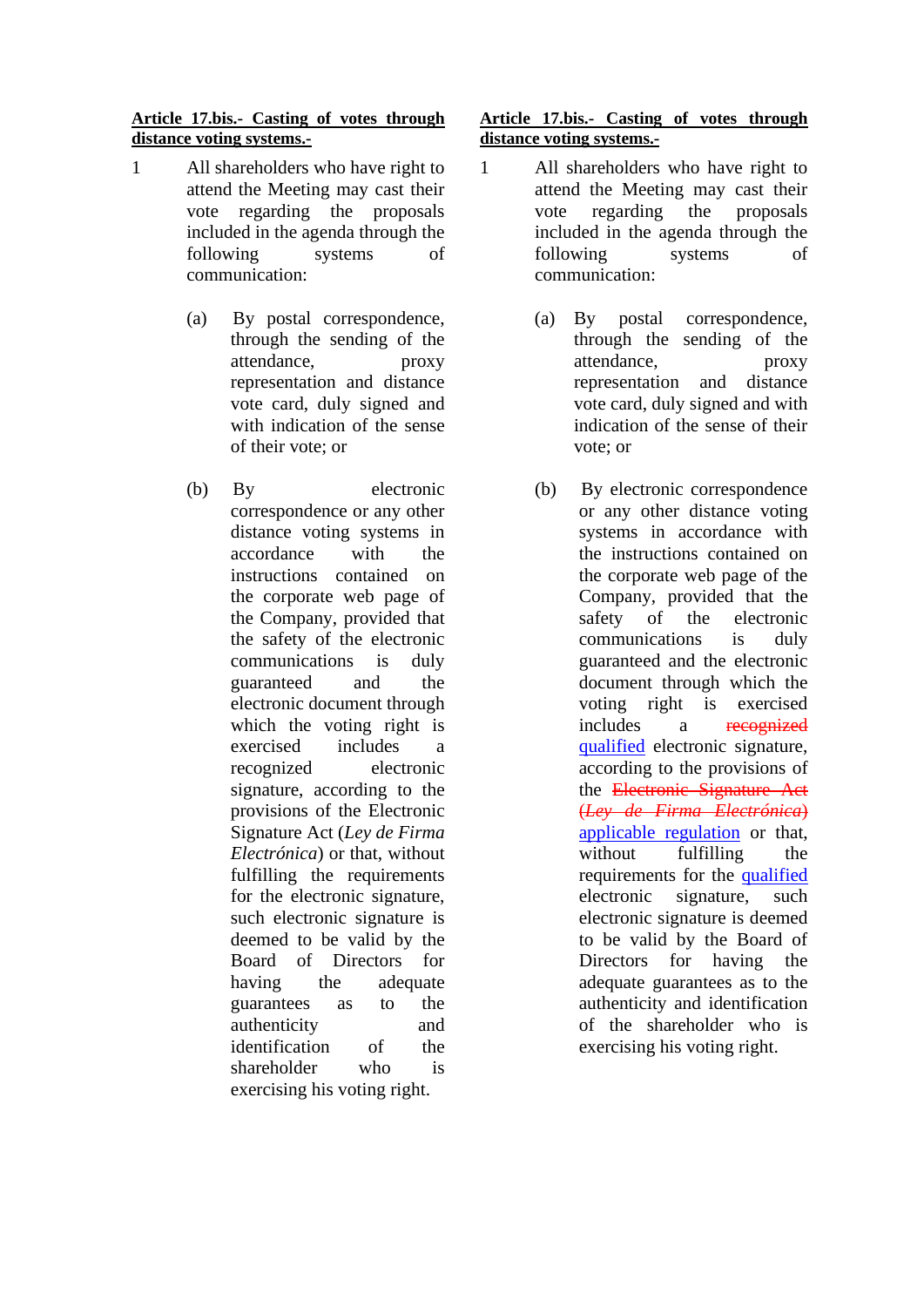| | |
|---|---|
| **Article 17.bis.- Casting of votes through distance voting systems.-** | **Article 17.bis.- Casting of votes through distance voting systems.-** |
| 1 All shareholders who have right to attend the Meeting may cast their vote regarding the proposals included in the agenda through the following systems of communication: | 1 All shareholders who have right to attend the Meeting may cast their vote regarding the proposals included in the agenda through the following systems of communication: |
| (a) By postal correspondence, through the sending of the attendance, proxy representation and distance vote card, duly signed and with indication of the sense of their vote; or | (a) By postal correspondence, through the sending of the attendance, proxy representation and distance vote card, duly signed and with indication of the sense of their vote; or |
| (b) By electronic correspondence or any other distance voting systems in accordance with the instructions contained on the corporate web page of the Company, provided that the safety of the electronic communications is duly guaranteed and the electronic document through which the voting right is exercised includes a recognized electronic signature, according to the provisions of the Electronic Signature Act (*Ley de Firma Electrónica*) or that, without fulfilling the requirements for the electronic signature, such electronic signature is deemed to be valid by the Board of Directors for having the adequate guarantees as to the authenticity and identification of the shareholder who is exercising his voting right. | (b) By electronic correspondence or any other distance voting systems in accordance with the instructions contained on the corporate web page of the Company, provided that the safety of the electronic communications is duly guaranteed and the electronic document through which the voting right is exercised includes a ~~recognized~~ qualified electronic signature, according to the provisions of the ~~Electronic Signature Act (*Ley de Firma Electrónica*)~~ applicable regulation or that, without fulfilling the requirements for the qualified electronic signature, such electronic signature is deemed to be valid by the Board of Directors for having the adequate guarantees as to the authenticity and identification of the shareholder who is exercising his voting right. |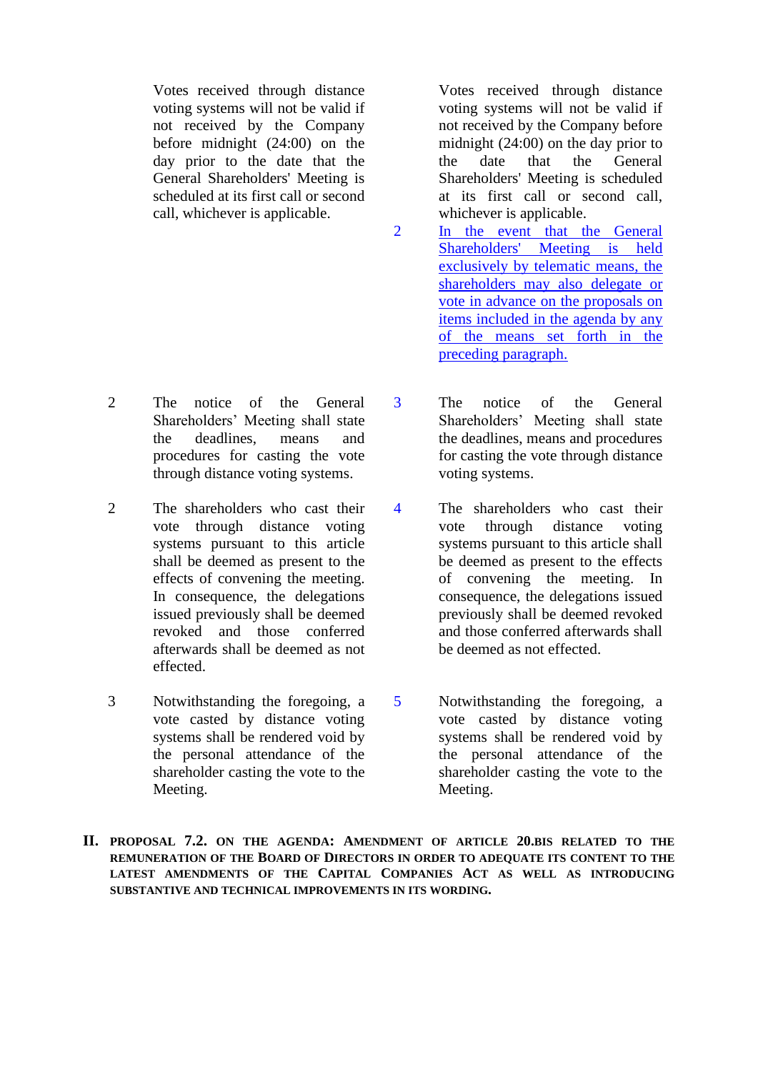| | | | |
|---|---|---|---|
| | Votes received through distance voting systems will not be valid if not received by the Company before midnight (24:00) on the day prior to the date that the General Shareholders' Meeting is scheduled at its first call or second call, whichever is applicable. | | Votes received through distance voting systems will not be valid if not received by the Company before midnight (24:00) on the day prior to the date that the General Shareholders' Meeting is scheduled at its first call or second call, whichever is applicable. |
| | | 2 | <u>In the event that the General Shareholders' Meeting is held exclusively by telematic means, the shareholders may also delegate or vote in advance on the proposals on items included in the agenda by any of the means set forth in the preceding paragraph.</u> |
| 2 | The notice of the General Shareholders' Meeting shall state the deadlines, means and procedures for casting the vote through distance voting systems. | 3 | The notice of the General Shareholders' Meeting shall state the deadlines, means and procedures for casting the vote through distance voting systems. |
| 2 | The shareholders who cast their vote through distance voting systems pursuant to this article shall be deemed as present to the effects of convening the meeting. In consequence, the delegations issued previously shall be deemed revoked and those conferred afterwards shall be deemed as not effected. | 4 | The shareholders who cast their vote through distance voting systems pursuant to this article shall be deemed as present to the effects of convening the meeting. In consequence, the delegations issued previously shall be deemed revoked and those conferred afterwards shall be deemed as not effected. |
| 3 | Notwithstanding the foregoing, a vote casted by distance voting systems shall be rendered void by the personal attendance of the shareholder casting the vote to the Meeting. | 5 | Notwithstanding the foregoing, a vote casted by distance voting systems shall be rendered void by the personal attendance of the shareholder casting the vote to the Meeting. |

**II. PROPOSAL 7.2. ON THE AGENDA: AMENDMENT OF ARTICLE 20.BIS RELATED TO THE REMUNERATION OF THE BOARD OF DIRECTORS IN ORDER TO ADEQUATE ITS CONTENT TO THE LATEST AMENDMENTS OF THE CAPITAL COMPANIES ACT AS WELL AS INTRODUCING SUBSTANTIVE AND TECHNICAL IMPROVEMENTS IN ITS WORDING.**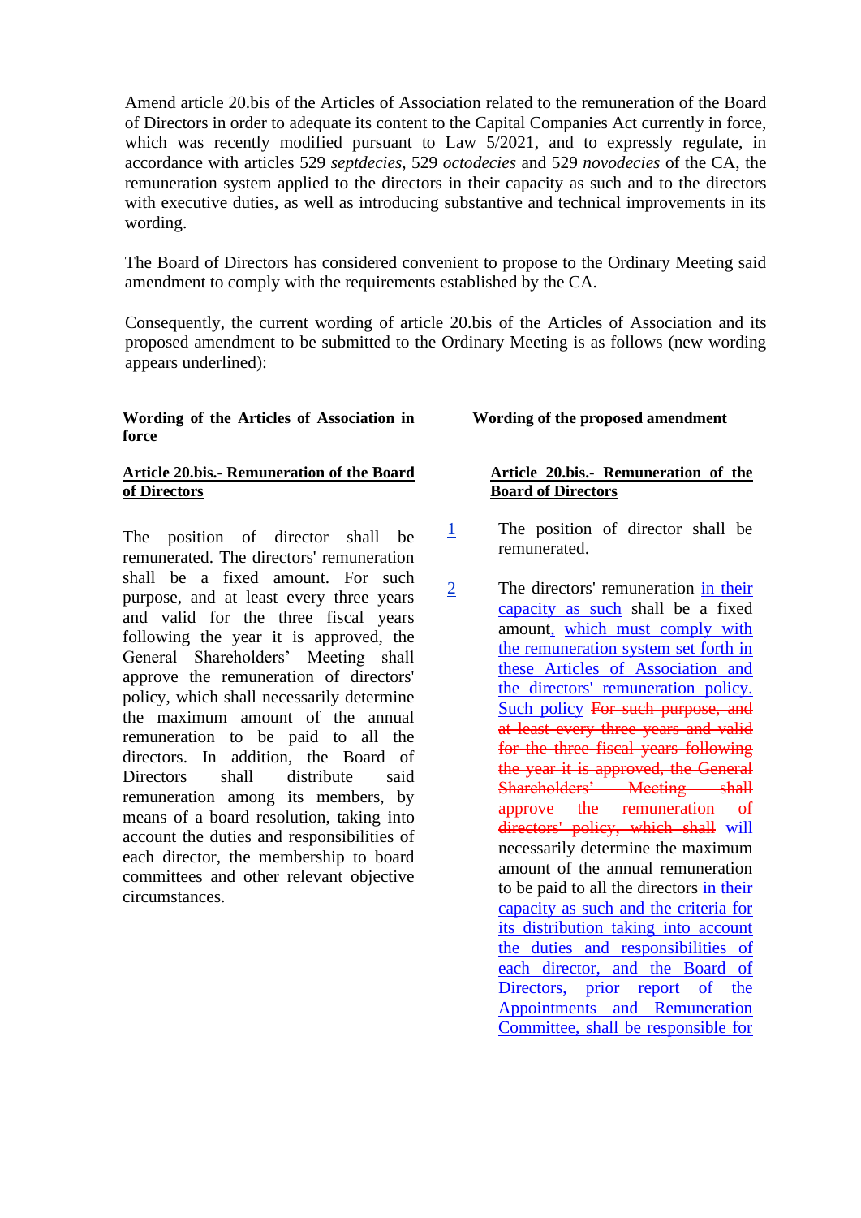Amend article 20.bis of the Articles of Association related to the remuneration of the Board of Directors in order to adequate its content to the Capital Companies Act currently in force, which was recently modified pursuant to Law 5/2021, and to expressly regulate, in accordance with articles 529 *septdecies*, 529 *octodecies* and 529 *novodecies* of the CA, the remuneration system applied to the directors in their capacity as such and to the directors with executive duties, as well as introducing substantive and technical improvements in its wording.

The Board of Directors has considered convenient to propose to the Ordinary Meeting said amendment to comply with the requirements established by the CA.

Consequently, the current wording of article 20.bis of the Articles of Association and its proposed amendment to be submitted to the Ordinary Meeting is as follows (new wording appears underlined):

| Wording of the Articles of Association in force | Wording of the proposed amendment |
|---|---|
| **Article 20.bis.- Remuneration of the Board of Directors** | **Article 20.bis.- Remuneration of the Board of Directors** |
| The position of director shall be remunerated. The directors' remuneration shall be a fixed amount. For such purpose, and at least every three years and valid for the three fiscal years following the year it is approved, the General Shareholders' Meeting shall approve the remuneration of directors' policy, which shall necessarily determine the maximum amount of the annual remuneration to be paid to all the directors. In addition, the Board of Directors shall distribute said remuneration among its members, by means of a board resolution, taking into account the duties and responsibilities of each director, the membership to board committees and other relevant objective circumstances. | <u>1</u> The position of director shall be remunerated.<br><br><u>2</u> The directors' remuneration <u>in their capacity as such</u> shall be a fixed amount<u>, which must comply with the remuneration system set forth in these Articles of Association and the directors' remuneration policy. Such policy</u> ~~For such purpose, and at least every three years and valid for the three fiscal years following the year it is approved, the General Shareholders' Meeting shall approve the remuneration of directors' policy, which shall~~ <u>will</u> necessarily determine the maximum amount of the annual remuneration to be paid to all the directors <u>in their capacity as such and the criteria for its distribution taking into account the duties and responsibilities of each director, and the Board of Directors, prior report of the Appointments and Remuneration Committee, shall be responsible for</u> |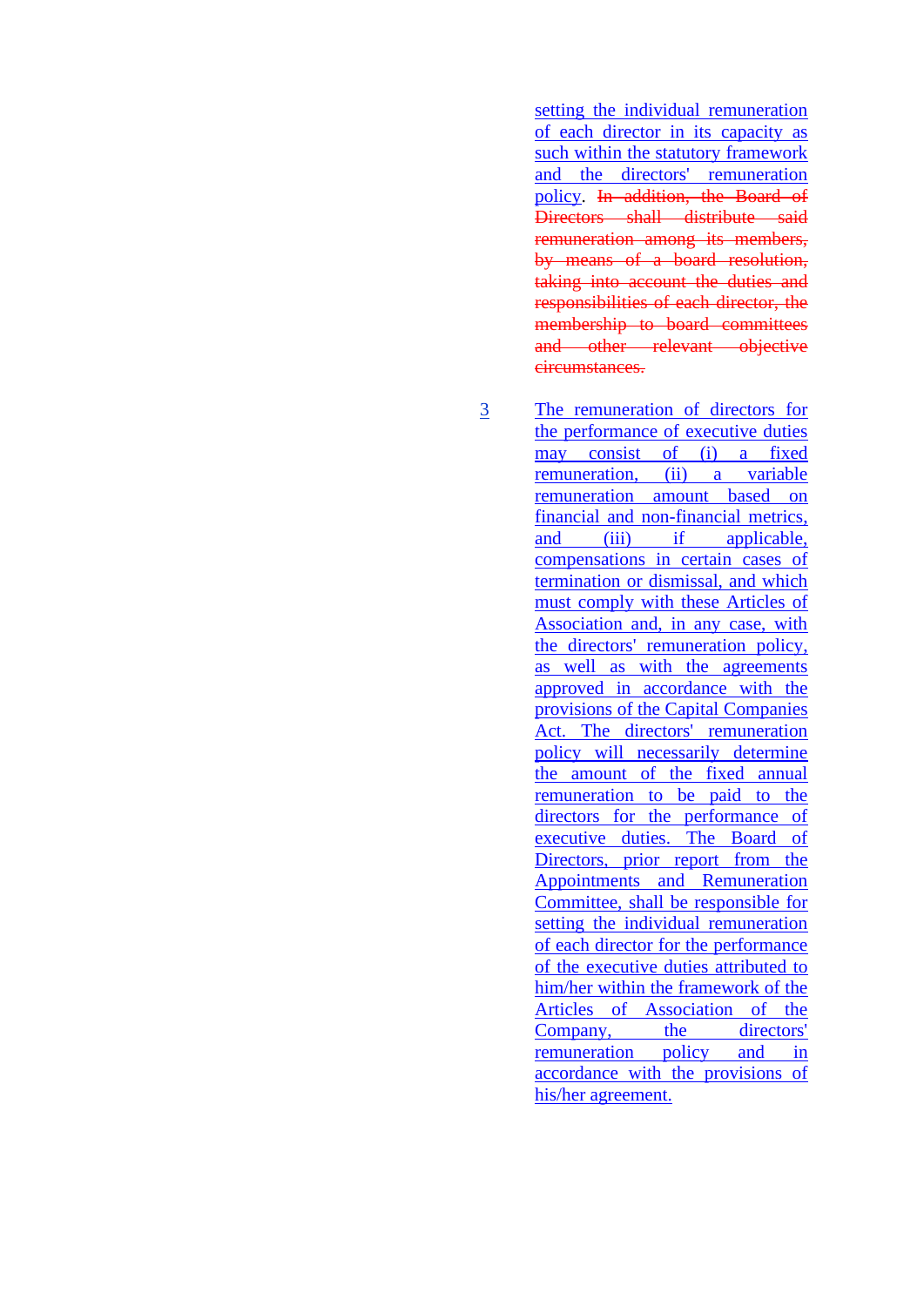setting the individual remuneration of each director in its capacity as such within the statutory framework and the directors' remuneration policy. ~~In addition, the Board of Directors shall distribute said remuneration among its members, by means of a board resolution, taking into account the duties and responsibilities of each director, the membership to board committees and other relevant objective circumstances.~~

3 The remuneration of directors for the performance of executive duties may consist of (i) a fixed remuneration, (ii) a variable remuneration amount based on financial and non-financial metrics, and (iii) if applicable, compensations in certain cases of termination or dismissal, and which must comply with these Articles of Association and, in any case, with the directors' remuneration policy, as well as with the agreements approved in accordance with the provisions of the Capital Companies Act. The directors' remuneration policy will necessarily determine the amount of the fixed annual remuneration to be paid to the directors for the performance of executive duties. The Board of Directors, prior report from the Appointments and Remuneration Committee, shall be responsible for setting the individual remuneration of each director for the performance of the executive duties attributed to him/her within the framework of the Articles of Association of the Company, the directors' remuneration policy and in accordance with the provisions of his/her agreement.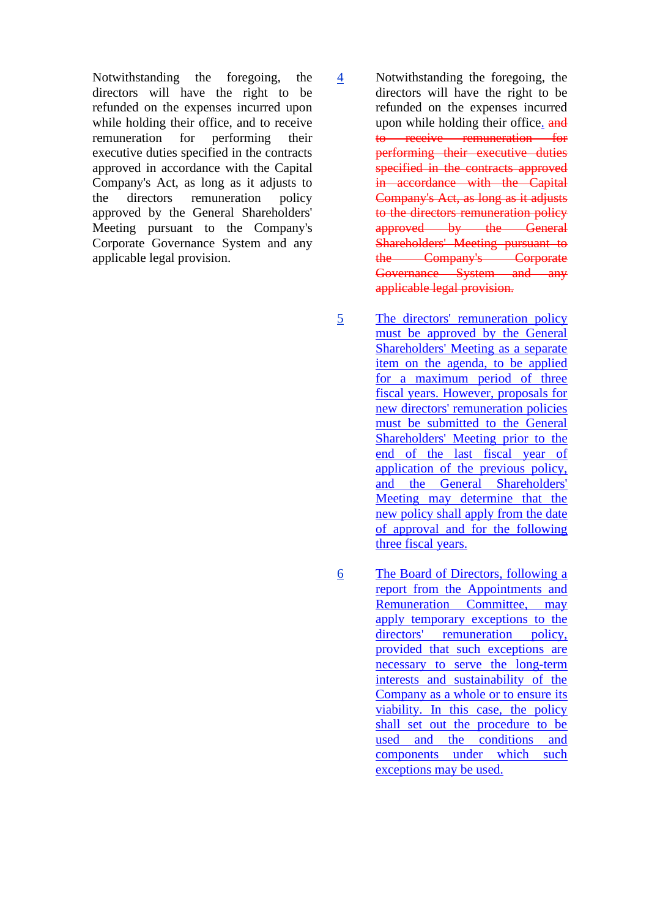| | | |
|---|---|---|
| Notwithstanding the foregoing, the directors will have the right to be refunded on the expenses incurred upon while holding their office, and to receive remuneration for performing their executive duties specified in the contracts approved in accordance with the Capital Company's Act, as long as it adjusts to the directors remuneration policy approved by the General Shareholders' Meeting pursuant to the Company's Corporate Governance System and any applicable legal provision. | 4 | Notwithstanding the foregoing, the directors will have the right to be refunded on the expenses incurred upon while holding their office. ~~and to receive remuneration for performing their executive duties specified in the contracts approved in accordance with the Capital Company's Act, as long as it adjusts to the directors remuneration policy approved by the General Shareholders' Meeting pursuant to the Company's Corporate Governance System and any applicable legal provision.~~ |
| | 5 | The directors' remuneration policy must be approved by the General Shareholders' Meeting as a separate item on the agenda, to be applied for a maximum period of three fiscal years. However, proposals for new directors' remuneration policies must be submitted to the General Shareholders' Meeting prior to the end of the last fiscal year of application of the previous policy, and the General Shareholders' Meeting may determine that the new policy shall apply from the date of approval and for the following three fiscal years. |
| | 6 | The Board of Directors, following a report from the Appointments and Remuneration Committee, may apply temporary exceptions to the directors' remuneration policy, provided that such exceptions are necessary to serve the long-term interests and sustainability of the Company as a whole or to ensure its viability. In this case, the policy shall set out the procedure to be used and the conditions and components under which such exceptions may be used. |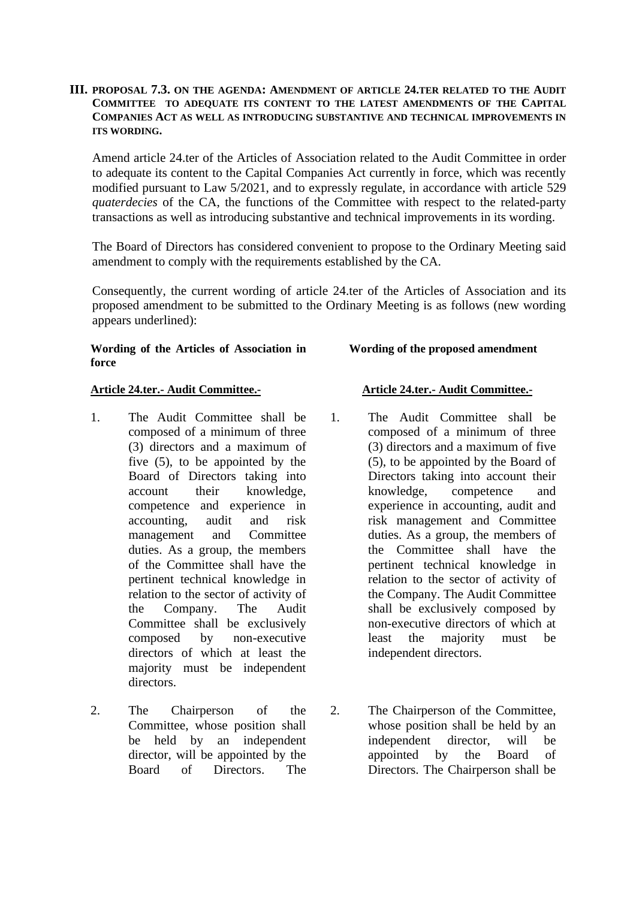## III. PROPOSAL 7.3. ON THE AGENDA: AMENDMENT OF ARTICLE 24.TER RELATED TO THE AUDIT COMMITTEE TO ADEQUATE ITS CONTENT TO THE LATEST AMENDMENTS OF THE CAPITAL COMPANIES ACT AS WELL AS INTRODUCING SUBSTANTIVE AND TECHNICAL IMPROVEMENTS IN ITS WORDING.

Amend article 24.ter of the Articles of Association related to the Audit Committee in order to adequate its content to the Capital Companies Act currently in force, which was recently modified pursuant to Law 5/2021, and to expressly regulate, in accordance with article 529 *quaterdecies* of the CA, the functions of the Committee with respect to the related-party transactions as well as introducing substantive and technical improvements in its wording.

The Board of Directors has considered convenient to propose to the Ordinary Meeting said amendment to comply with the requirements established by the CA.

Consequently, the current wording of article 24.ter of the Articles of Association and its proposed amendment to be submitted to the Ordinary Meeting is as follows (new wording appears underlined):

| **Wording of the Articles of Association in force** | **Wording of the proposed amendment** |
|---|---|
| **Article 24.ter.- Audit Committee.-** | **Article 24.ter.- Audit Committee.-** |
| 1. The Audit Committee shall be composed of a minimum of three (3) directors and a maximum of five (5), to be appointed by the Board of Directors taking into account their knowledge, competence and experience in accounting, audit and risk management and Committee duties. As a group, the members of the Committee shall have the pertinent technical knowledge in relation to the sector of activity of the Company. The Audit Committee shall be exclusively composed by non-executive directors of which at least the majority must be independent directors. | 1. The Audit Committee shall be composed of a minimum of three (3) directors and a maximum of five (5), to be appointed by the Board of Directors taking into account their knowledge, competence and experience in accounting, audit and risk management and Committee duties. As a group, the members of the Committee shall have the pertinent technical knowledge in relation to the sector of activity of the Company. The Audit Committee shall be exclusively composed by non-executive directors of which at least the majority must be independent directors. |
| 2. The Chairperson of the Committee, whose position shall be held by an independent director, will be appointed by the Board of Directors. The | 2. The Chairperson of the Committee, whose position shall be held by an independent director, will be appointed by the Board of Directors. The Chairperson shall be |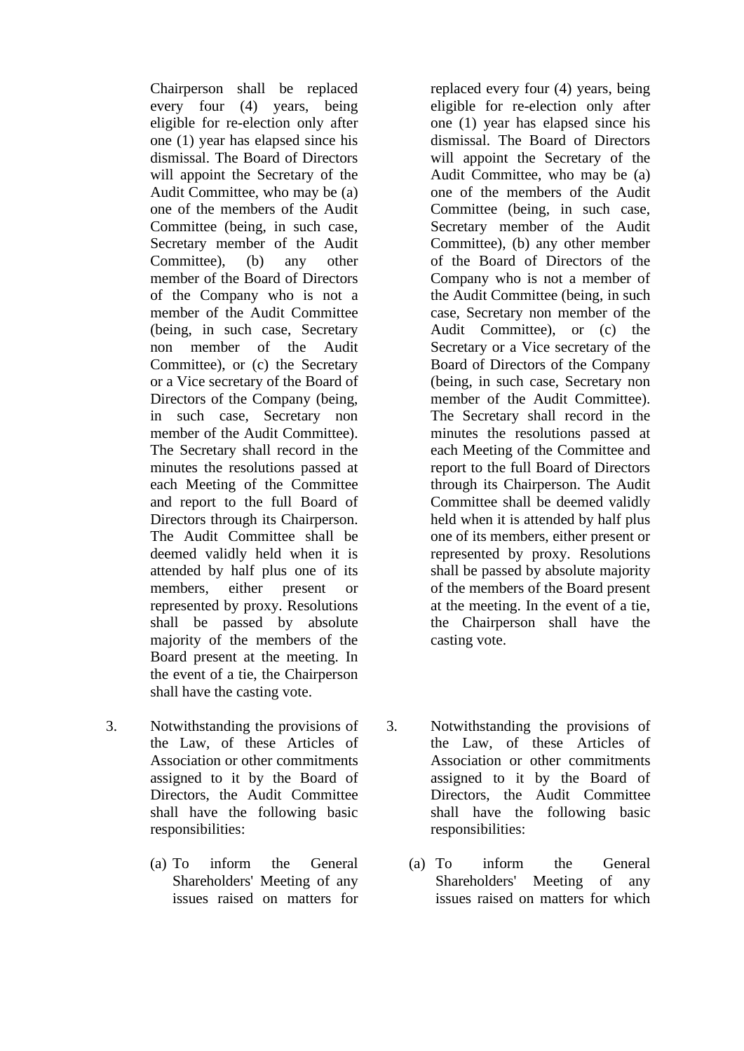Chairperson shall be replaced every four (4) years, being eligible for re-election only after one (1) year has elapsed since his dismissal. The Board of Directors will appoint the Secretary of the Audit Committee, who may be (a) one of the members of the Audit Committee (being, in such case, Secretary member of the Audit Committee), (b) any other member of the Board of Directors of the Company who is not a member of the Audit Committee (being, in such case, Secretary non member of the Audit Committee), or (c) the Secretary or a Vice secretary of the Board of Directors of the Company (being, in such case, Secretary non member of the Audit Committee). The Secretary shall record in the minutes the resolutions passed at each Meeting of the Committee and report to the full Board of Directors through its Chairperson. The Audit Committee shall be deemed validly held when it is attended by half plus one of its members, either present or represented by proxy. Resolutions shall be passed by absolute majority of the members of the Board present at the meeting. In the event of a tie, the Chairperson shall have the casting vote.

3. Notwithstanding the provisions of the Law, of these Articles of Association or other commitments assigned to it by the Board of Directors, the Audit Committee shall have the following basic responsibilities:

   (a) To inform the General Shareholders' Meeting of any issues raised on matters for

replaced every four (4) years, being eligible for re-election only after one (1) year has elapsed since his dismissal. The Board of Directors will appoint the Secretary of the Audit Committee, who may be (a) one of the members of the Audit Committee (being, in such case, Secretary member of the Audit Committee), (b) any other member of the Board of Directors of the Company who is not a member of the Audit Committee (being, in such case, Secretary non member of the Audit Committee), or (c) the Secretary or a Vice secretary of the Board of Directors of the Company (being, in such case, Secretary non member of the Audit Committee). The Secretary shall record in the minutes the resolutions passed at each Meeting of the Committee and report to the full Board of Directors through its Chairperson. The Audit Committee shall be deemed validly held when it is attended by half plus one of its members, either present or represented by proxy. Resolutions shall be passed by absolute majority of the members of the Board present at the meeting. In the event of a tie, the Chairperson shall have the casting vote.

3. Notwithstanding the provisions of the Law, of these Articles of Association or other commitments assigned to it by the Board of Directors, the Audit Committee shall have the following basic responsibilities:

   (a) To inform the General Shareholders' Meeting of any issues raised on matters for which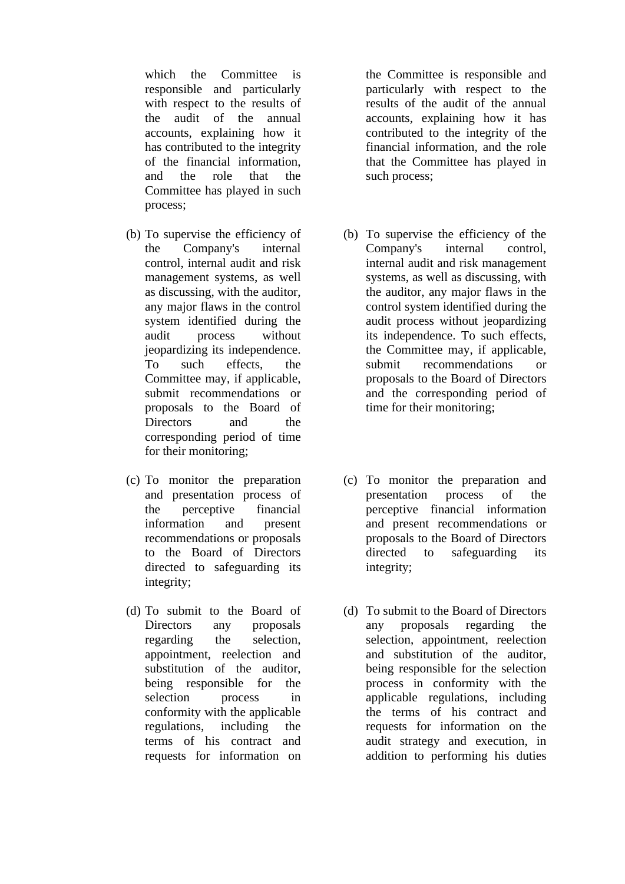which the Committee is responsible and particularly with respect to the results of the audit of the annual accounts, explaining how it has contributed to the integrity of the financial information, and the role that the Committee has played in such process;

(b) To supervise the efficiency of the Company's internal control, internal audit and risk management systems, as well as discussing, with the auditor, any major flaws in the control system identified during the audit process without jeopardizing its independence. To such effects, the Committee may, if applicable, submit recommendations or proposals to the Board of Directors and the corresponding period of time for their monitoring;

(c) To monitor the preparation and presentation process of the perceptive financial information and present recommendations or proposals to the Board of Directors directed to safeguarding its integrity;

(d) To submit to the Board of Directors any proposals regarding the selection, appointment, reelection and substitution of the auditor, being responsible for the selection process in conformity with the applicable regulations, including the terms of his contract and requests for information on

the Committee is responsible and particularly with respect to the results of the audit of the annual accounts, explaining how it has contributed to the integrity of the financial information, and the role that the Committee has played in such process;

(b) To supervise the efficiency of the Company's internal control, internal audit and risk management systems, as well as discussing, with the auditor, any major flaws in the control system identified during the audit process without jeopardizing its independence. To such effects, the Committee may, if applicable, submit recommendations or proposals to the Board of Directors and the corresponding period of time for their monitoring;

(c) To monitor the preparation and presentation process of the perceptive financial information and present recommendations or proposals to the Board of Directors directed to safeguarding its integrity;

(d) To submit to the Board of Directors any proposals regarding the selection, appointment, reelection and substitution of the auditor, being responsible for the selection process in conformity with the applicable regulations, including the terms of his contract and requests for information on the audit strategy and execution, in addition to performing his duties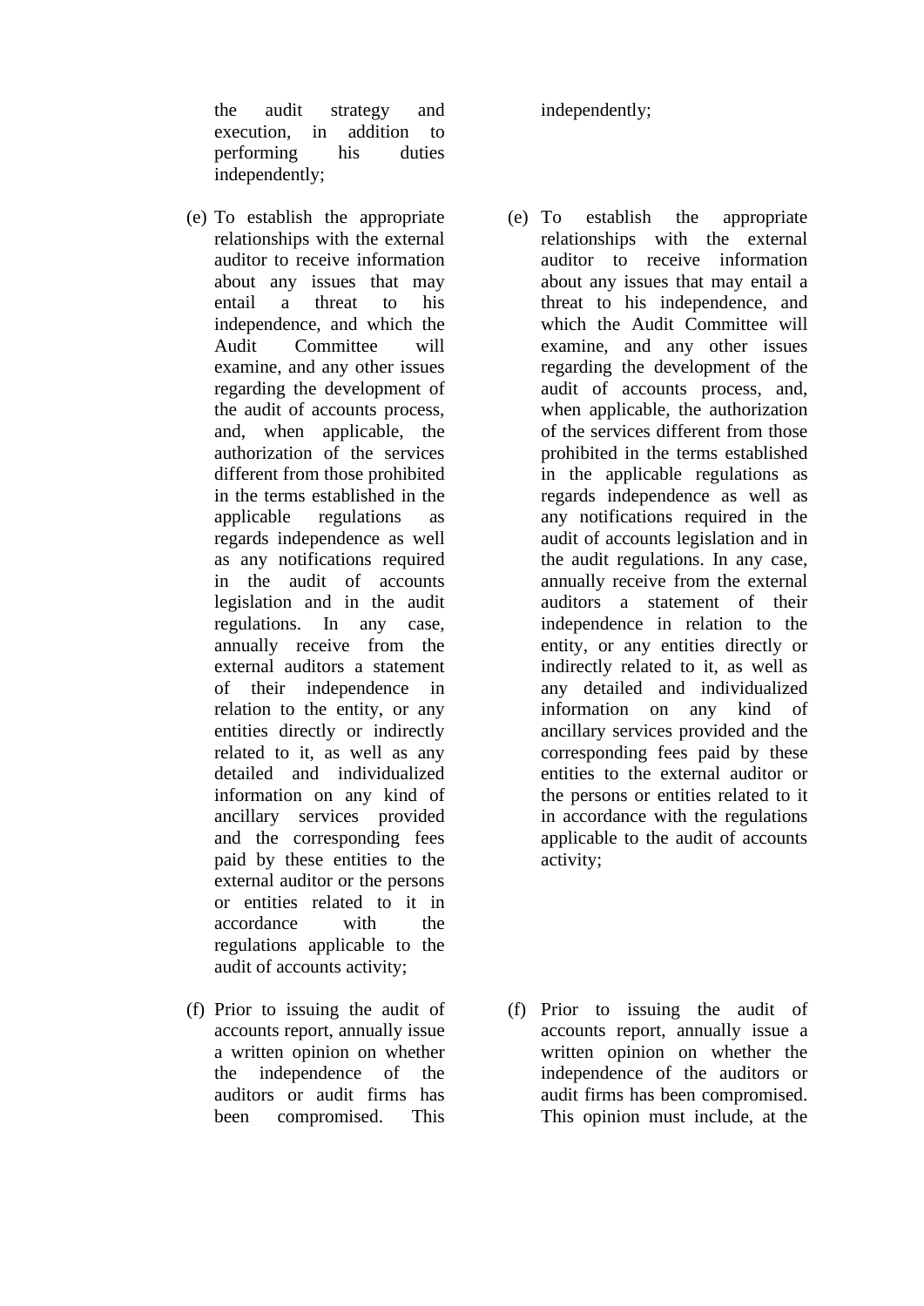the audit strategy and execution, in addition to performing his duties independently;

(e) To establish the appropriate relationships with the external auditor to receive information about any issues that may entail a threat to his independence, and which the Audit Committee will examine, and any other issues regarding the development of the audit of accounts process, and, when applicable, the authorization of the services different from those prohibited in the terms established in the applicable regulations as regards independence as well as any notifications required in the audit of accounts legislation and in the audit regulations. In any case, annually receive from the external auditors a statement of their independence in relation to the entity, or any entities directly or indirectly related to it, as well as any detailed and individualized information on any kind of ancillary services provided and the corresponding fees paid by these entities to the external auditor or the persons or entities related to it in accordance with the regulations applicable to the audit of accounts activity;

(f) Prior to issuing the audit of accounts report, annually issue a written opinion on whether the independence of the auditors or audit firms has been compromised. This

independently;

(e) To establish the appropriate relationships with the external auditor to receive information about any issues that may entail a threat to his independence, and which the Audit Committee will examine, and any other issues regarding the development of the audit of accounts process, and, when applicable, the authorization of the services different from those prohibited in the terms established in the applicable regulations as regards independence as well as any notifications required in the audit of accounts legislation and in the audit regulations. In any case, annually receive from the external auditors a statement of their independence in relation to the entity, or any entities directly or indirectly related to it, as well as any detailed and individualized information on any kind of ancillary services provided and the corresponding fees paid by these entities to the external auditor or the persons or entities related to it in accordance with the regulations applicable to the audit of accounts activity;

(f) Prior to issuing the audit of accounts report, annually issue a written opinion on whether the independence of the auditors or audit firms has been compromised. This opinion must include, at the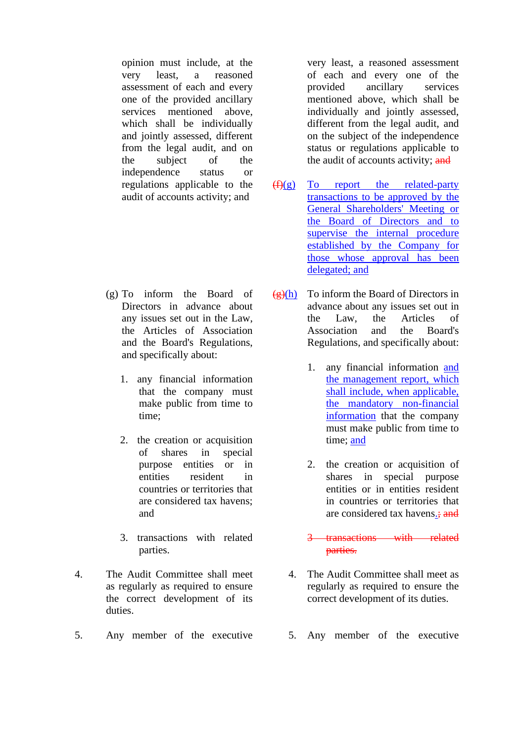| | |
|---|---|
| opinion must include, at the very least, a reasoned assessment of each and every one of the provided ancillary services mentioned above, which shall be individually and jointly assessed, different from the legal audit, and on the subject of the independence status or regulations applicable to the audit of accounts activity; and | very least, a reasoned assessment of each and every one of the provided ancillary services mentioned above, which shall be individually and jointly assessed, different from the legal audit, and on the subject of the independence status or regulations applicable to the audit of accounts activity; ~~and~~ |
| | ~~(f)~~(g) To report the related-party transactions to be approved by the General Shareholders' Meeting or the Board of Directors and to supervise the internal procedure established by the Company for those whose approval has been delegated; and |
| (g) To inform the Board of Directors in advance about any issues set out in the Law, the Articles of Association and the Board's Regulations, and specifically about: | ~~(g)~~(h) To inform the Board of Directors in advance about any issues set out in the Law, the Articles of Association and the Board's Regulations, and specifically about: |
| 1. any financial information that the company must make public from time to time; | 1. any financial information and the management report, which shall include, when applicable, the mandatory non-financial information that the company must make public from time to time; and |
| 2. the creation or acquisition of shares in special purpose entities or in entities resident in countries or territories that are considered tax havens; and | 2. the creation or acquisition of shares in special purpose entities or in entities resident in countries or territories that are considered tax havens.~~; and~~ |
| 3. transactions with related parties. | ~~3 transactions with related parties.~~ |
| 4. The Audit Committee shall meet as regularly as required to ensure the correct development of its duties. | 4. The Audit Committee shall meet as regularly as required to ensure the correct development of its duties. |
| 5. Any member of the executive | 5. Any member of the executive |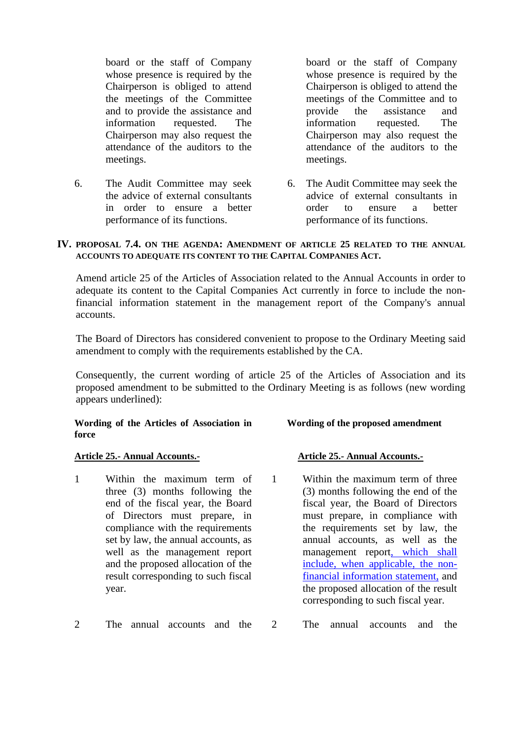| | | |
|---|---|---|
| | board or the staff of Company whose presence is required by the Chairperson is obliged to attend the meetings of the Committee and to provide the assistance and information requested. The Chairperson may also request the attendance of the auditors to the meetings. | board or the staff of Company whose presence is required by the Chairperson is obliged to attend the meetings of the Committee and to provide the assistance and information requested. The Chairperson may also request the attendance of the auditors to the meetings. |
| 6. | The Audit Committee may seek the advice of external consultants in order to ensure a better performance of its functions. | 6. The Audit Committee may seek the advice of external consultants in order to ensure a better performance of its functions. |

## IV. PROPOSAL 7.4. ON THE AGENDA: AMENDMENT OF ARTICLE 25 RELATED TO THE ANNUAL ACCOUNTS TO ADEQUATE ITS CONTENT TO THE CAPITAL COMPANIES ACT.

Amend article 25 of the Articles of Association related to the Annual Accounts in order to adequate its content to the Capital Companies Act currently in force to include the non-financial information statement in the management report of the Company's annual accounts.

The Board of Directors has considered convenient to propose to the Ordinary Meeting said amendment to comply with the requirements established by the CA.

Consequently, the current wording of article 25 of the Articles of Association and its proposed amendment to be submitted to the Ordinary Meeting is as follows (new wording appears underlined):

| **Wording of the Articles of Association in force** | **Wording of the proposed amendment** |
|---|---|
| **Article 25.- Annual Accounts.-** | **Article 25.- Annual Accounts.-** |
| 1 Within the maximum term of three (3) months following the end of the fiscal year, the Board of Directors must prepare, in compliance with the requirements set by law, the annual accounts, as well as the management report and the proposed allocation of the result corresponding to such fiscal year. | 1 Within the maximum term of three (3) months following the end of the fiscal year, the Board of Directors must prepare, in compliance with the requirements set by law, the annual accounts, as well as the management report<u>, which shall include, when applicable, the non-financial information statement,</u> and the proposed allocation of the result corresponding to such fiscal year. |
| 2 The annual accounts and the | 2 The annual accounts and the |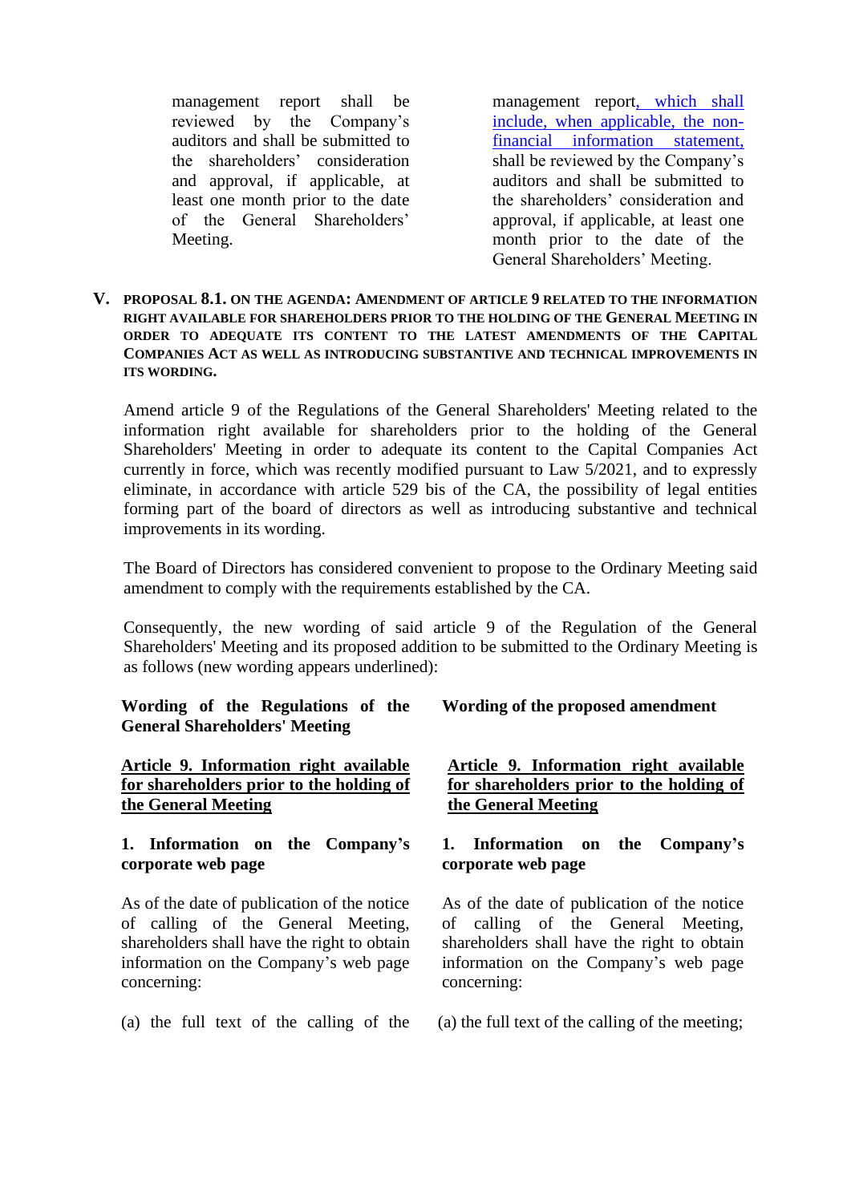| | |
|---|---|
| management report shall be reviewed by the Company's auditors and shall be submitted to the shareholders' consideration and approval, if applicable, at least one month prior to the date of the General Shareholders' Meeting. | management report, which shall include, when applicable, the non-financial information statement, shall be reviewed by the Company's auditors and shall be submitted to the shareholders' consideration and approval, if applicable, at least one month prior to the date of the General Shareholders' Meeting. |

## V. PROPOSAL 8.1. ON THE AGENDA: AMENDMENT OF ARTICLE 9 RELATED TO THE INFORMATION RIGHT AVAILABLE FOR SHAREHOLDERS PRIOR TO THE HOLDING OF THE GENERAL MEETING IN ORDER TO ADEQUATE ITS CONTENT TO THE LATEST AMENDMENTS OF THE CAPITAL COMPANIES ACT AS WELL AS INTRODUCING SUBSTANTIVE AND TECHNICAL IMPROVEMENTS IN ITS WORDING.

Amend article 9 of the Regulations of the General Shareholders' Meeting related to the information right available for shareholders prior to the holding of the General Shareholders' Meeting in order to adequate its content to the Capital Companies Act currently in force, which was recently modified pursuant to Law 5/2021, and to expressly eliminate, in accordance with article 529 bis of the CA, the possibility of legal entities forming part of the board of directors as well as introducing substantive and technical improvements in its wording.

The Board of Directors has considered convenient to propose to the Ordinary Meeting said amendment to comply with the requirements established by the CA.

Consequently, the new wording of said article 9 of the Regulation of the General Shareholders' Meeting and its proposed addition to be submitted to the Ordinary Meeting is as follows (new wording appears underlined):

| **Wording of the Regulations of the General Shareholders' Meeting** | **Wording of the proposed amendment** |
|---|---|
| **Article 9. Information right available for shareholders prior to the holding of the General Meeting** | **Article 9. Information right available for shareholders prior to the holding of the General Meeting** |
| **1. Information on the Company's corporate web page** | **1. Information on the Company's corporate web page** |
| As of the date of publication of the notice of calling of the General Meeting, shareholders shall have the right to obtain information on the Company's web page concerning: | As of the date of publication of the notice of calling of the General Meeting, shareholders shall have the right to obtain information on the Company's web page concerning: |
| (a) the full text of the calling of the | (a) the full text of the calling of the meeting; |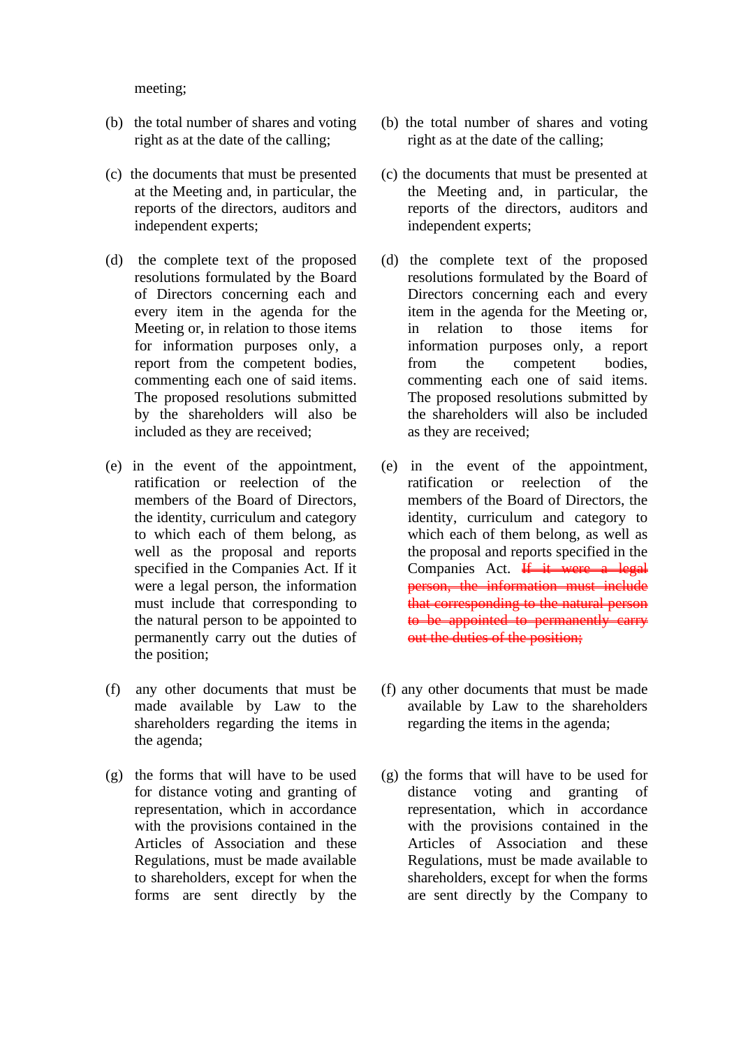| | |
|---|---|
| meeting; | |
| (b) the total number of shares and voting right as at the date of the calling; | (b) the total number of shares and voting right as at the date of the calling; |
| (c) the documents that must be presented at the Meeting and, in particular, the reports of the directors, auditors and independent experts; | (c) the documents that must be presented at the Meeting and, in particular, the reports of the directors, auditors and independent experts; |
| (d) the complete text of the proposed resolutions formulated by the Board of Directors concerning each and every item in the agenda for the Meeting or, in relation to those items for information purposes only, a report from the competent bodies, commenting each one of said items. The proposed resolutions submitted by the shareholders will also be included as they are received; | (d) the complete text of the proposed resolutions formulated by the Board of Directors concerning each and every item in the agenda for the Meeting or, in relation to those items for information purposes only, a report from the competent bodies, commenting each one of said items. The proposed resolutions submitted by the shareholders will also be included as they are received; |
| (e) in the event of the appointment, ratification or reelection of the members of the Board of Directors, the identity, curriculum and category to which each of them belong, as well as the proposal and reports specified in the Companies Act. If it were a legal person, the information must include that corresponding to the natural person to be appointed to permanently carry out the duties of the position; | (e) in the event of the appointment, ratification or reelection of the members of the Board of Directors, the identity, curriculum and category to which each of them belong, as well as the proposal and reports specified in the Companies Act. ~~If it were a legal person, the information must include that corresponding to the natural person to be appointed to permanently carry out the duties of the position;~~ |
| (f) any other documents that must be made available by Law to the shareholders regarding the items in the agenda; | (f) any other documents that must be made available by Law to the shareholders regarding the items in the agenda; |
| (g) the forms that will have to be used for distance voting and granting of representation, which in accordance with the provisions contained in the Articles of Association and these Regulations, must be made available to shareholders, except for when the forms are sent directly by the | (g) the forms that will have to be used for distance voting and granting of representation, which in accordance with the provisions contained in the Articles of Association and these Regulations, must be made available to shareholders, except for when the forms are sent directly by the Company to |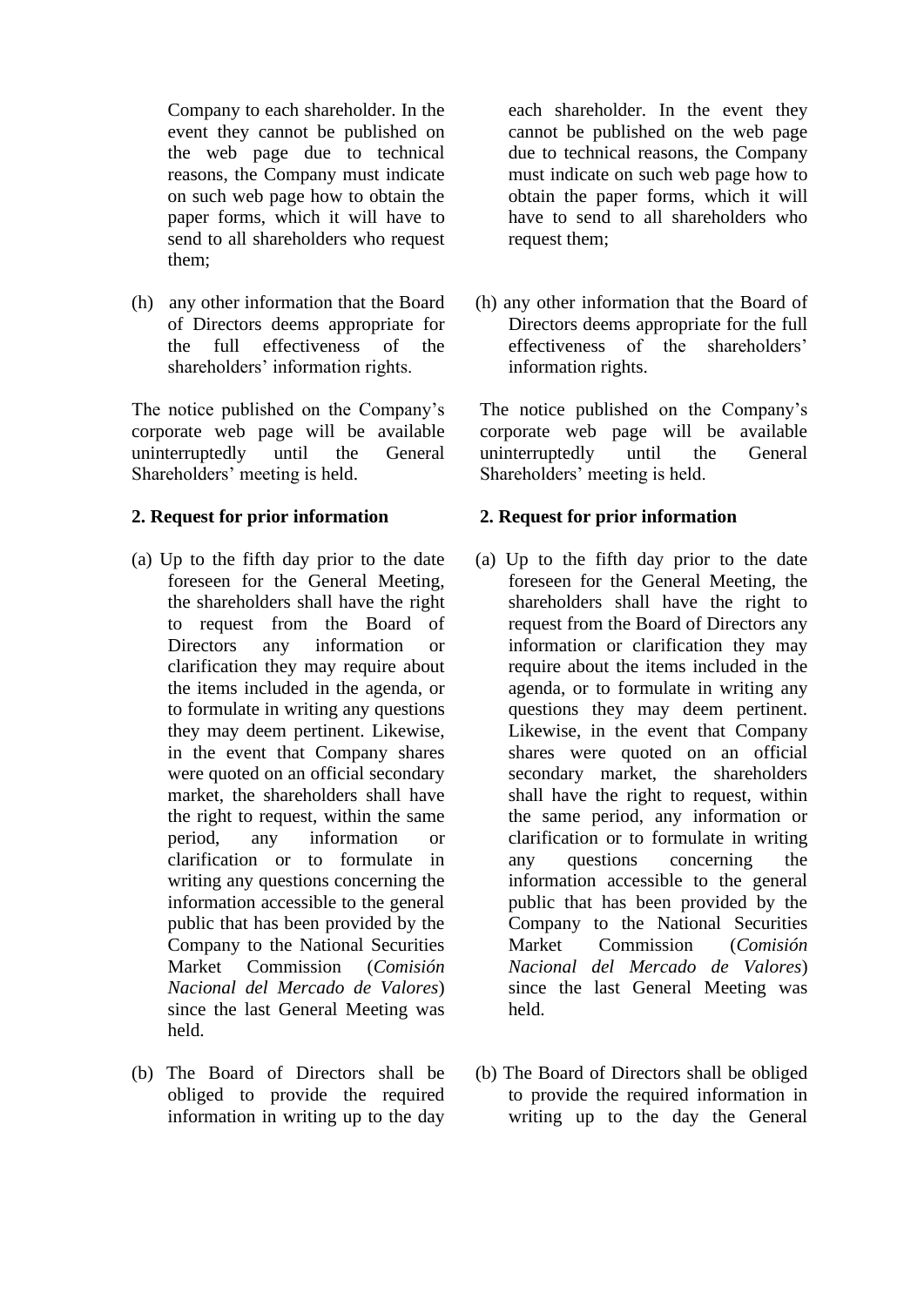Company to each shareholder. In the event they cannot be published on the web page due to technical reasons, the Company must indicate on such web page how to obtain the paper forms, which it will have to send to all shareholders who request them;

(h) any other information that the Board of Directors deems appropriate for the full effectiveness of the shareholders' information rights.

The notice published on the Company's corporate web page will be available uninterruptedly until the General Shareholders' meeting is held.

**2. Request for prior information**

(a) Up to the fifth day prior to the date foreseen for the General Meeting, the shareholders shall have the right to request from the Board of Directors any information or clarification they may require about the items included in the agenda, or to formulate in writing any questions they may deem pertinent. Likewise, in the event that Company shares were quoted on an official secondary market, the shareholders shall have the right to request, within the same period, any information or clarification or to formulate in writing any questions concerning the information accessible to the general public that has been provided by the Company to the National Securities Market Commission (*Comisión Nacional del Mercado de Valores*) since the last General Meeting was held.

(b) The Board of Directors shall be obliged to provide the required information in writing up to the day

each shareholder. In the event they cannot be published on the web page due to technical reasons, the Company must indicate on such web page how to obtain the paper forms, which it will have to send to all shareholders who request them;

(h) any other information that the Board of Directors deems appropriate for the full effectiveness of the shareholders' information rights.

The notice published on the Company's corporate web page will be available uninterruptedly until the General Shareholders' meeting is held.

**2. Request for prior information**

(a) Up to the fifth day prior to the date foreseen for the General Meeting, the shareholders shall have the right to request from the Board of Directors any information or clarification they may require about the items included in the agenda, or to formulate in writing any questions they may deem pertinent. Likewise, in the event that Company shares were quoted on an official secondary market, the shareholders shall have the right to request, within the same period, any information or clarification or to formulate in writing any questions concerning the information accessible to the general public that has been provided by the Company to the National Securities Market Commission (*Comisión Nacional del Mercado de Valores*) since the last General Meeting was held.

(b) The Board of Directors shall be obliged to provide the required information in writing up to the day the General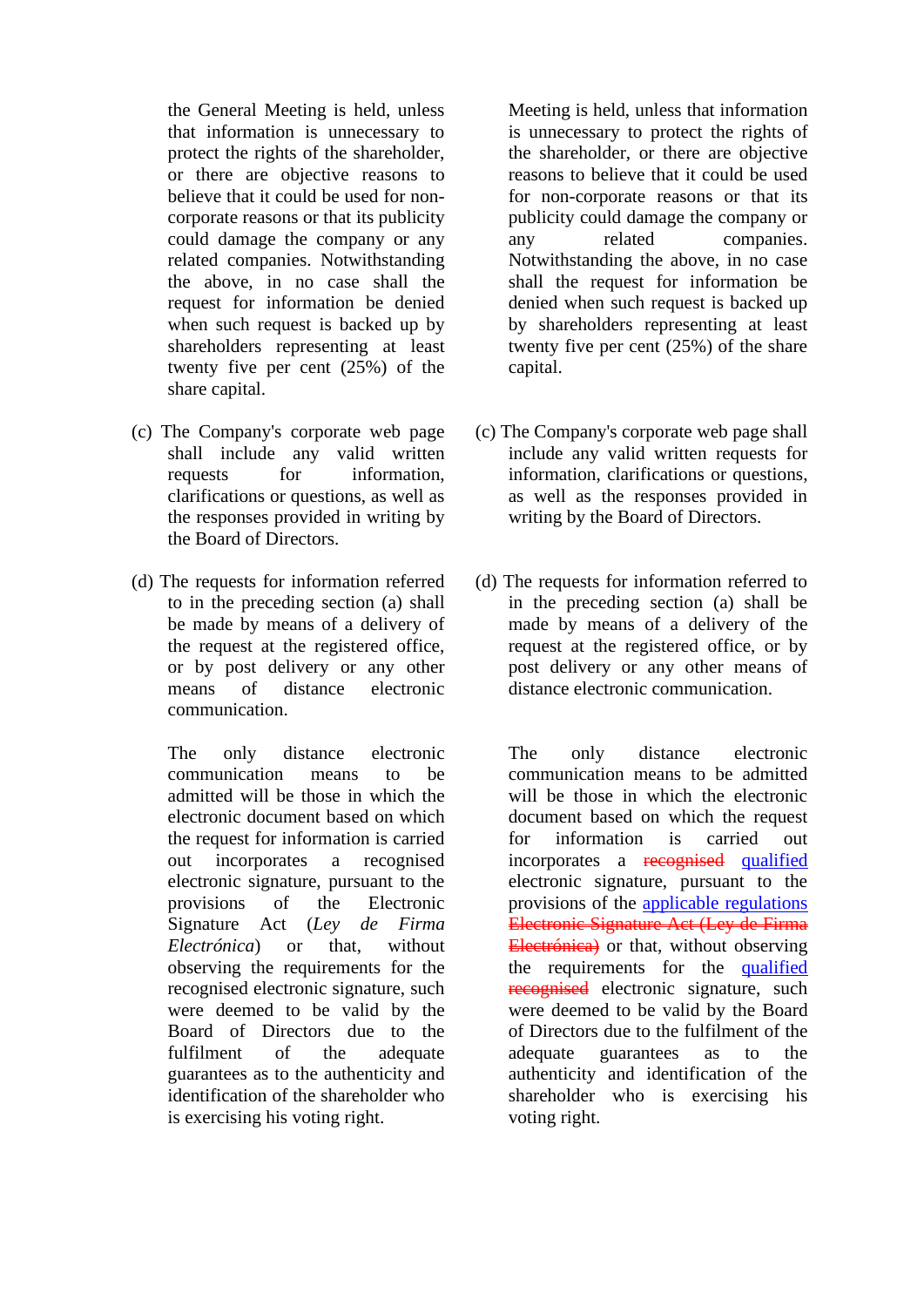the General Meeting is held, unless that information is unnecessary to protect the rights of the shareholder, or there are objective reasons to believe that it could be used for non-corporate reasons or that its publicity could damage the company or any related companies. Notwithstanding the above, in no case shall the request for information be denied when such request is backed up by shareholders representing at least twenty five per cent (25%) of the share capital.

(c) The Company's corporate web page shall include any valid written requests for information, clarifications or questions, as well as the responses provided in writing by the Board of Directors.

(d) The requests for information referred to in the preceding section (a) shall be made by means of a delivery of the request at the registered office, or by post delivery or any other means of distance electronic communication.

The only distance electronic communication means to be admitted will be those in which the electronic document based on which the request for information is carried out incorporates a recognised electronic signature, pursuant to the provisions of the Electronic Signature Act (*Ley de Firma Electrónica*) or that, without observing the requirements for the recognised electronic signature, such were deemed to be valid by the Board of Directors due to the fulfilment of the adequate guarantees as to the authenticity and identification of the shareholder who is exercising his voting right.

---

Meeting is held, unless that information is unnecessary to protect the rights of the shareholder, or there are objective reasons to believe that it could be used for non-corporate reasons or that its publicity could damage the company or any related companies. Notwithstanding the above, in no case shall the request for information be denied when such request is backed up by shareholders representing at least twenty five per cent (25%) of the share capital.

(c) The Company's corporate web page shall include any valid written requests for information, clarifications or questions, as well as the responses provided in writing by the Board of Directors.

(d) The requests for information referred to in the preceding section (a) shall be made by means of a delivery of the request at the registered office, or by post delivery or any other means of distance electronic communication.

The only distance electronic communication means to be admitted will be those in which the electronic document based on which the request for information is carried out incorporates a ~~recognised~~ qualified electronic signature, pursuant to the provisions of the applicable regulations ~~Electronic Signature Act (Ley de Firma Electrónica)~~ or that, without observing the requirements for the qualified ~~recognised~~ electronic signature, such were deemed to be valid by the Board of Directors due to the fulfilment of the adequate guarantees as to the authenticity and identification of the shareholder who is exercising his voting right.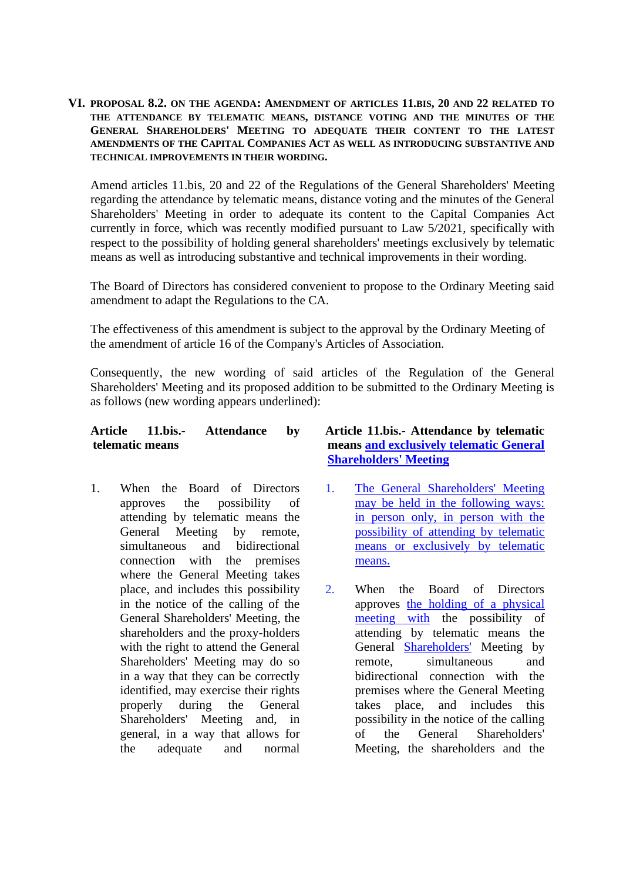## VI. PROPOSAL 8.2. ON THE AGENDA: AMENDMENT OF ARTICLES 11.BIS, 20 AND 22 RELATED TO THE ATTENDANCE BY TELEMATIC MEANS, DISTANCE VOTING AND THE MINUTES OF THE GENERAL SHAREHOLDERS' MEETING TO ADEQUATE THEIR CONTENT TO THE LATEST AMENDMENTS OF THE CAPITAL COMPANIES ACT AS WELL AS INTRODUCING SUBSTANTIVE AND TECHNICAL IMPROVEMENTS IN THEIR WORDING.

Amend articles 11.bis, 20 and 22 of the Regulations of the General Shareholders' Meeting regarding the attendance by telematic means, distance voting and the minutes of the General Shareholders' Meeting in order to adequate its content to the Capital Companies Act currently in force, which was recently modified pursuant to Law 5/2021, specifically with respect to the possibility of holding general shareholders' meetings exclusively by telematic means as well as introducing substantive and technical improvements in their wording.

The Board of Directors has considered convenient to propose to the Ordinary Meeting said amendment to adapt the Regulations to the CA.

The effectiveness of this amendment is subject to the approval by the Ordinary Meeting of the amendment of article 16 of the Company's Articles of Association.

Consequently, the new wording of said articles of the Regulation of the General Shareholders' Meeting and its proposed addition to be submitted to the Ordinary Meeting is as follows (new wording appears underlined):

| | |
|---|---|
| **Article 11.bis.- Attendance by telematic means** | **Article 11.bis.- Attendance by telematic means <u>and exclusively telematic General Shareholders' Meeting</u>** |
| 1. When the Board of Directors approves the possibility of attending by telematic means the General Meeting by remote, simultaneous and bidirectional connection with the premises where the General Meeting takes place, and includes this possibility in the notice of the calling of the General Shareholders' Meeting, the shareholders and the proxy-holders with the right to attend the General Shareholders' Meeting may do so in a way that they can be correctly identified, may exercise their rights properly during the General Shareholders' Meeting and, in general, in a way that allows for the adequate and normal | <u>1. The General Shareholders' Meeting may be held in the following ways: in person only, in person with the possibility of attending by telematic means or exclusively by telematic means.</u><br><br>2. When the Board of Directors approves <u>the holding of a physical meeting with</u> the possibility of attending by telematic means the General <u>Shareholders'</u> Meeting by remote, simultaneous and bidirectional connection with the premises where the General Meeting takes place, and includes this possibility in the notice of the calling of the General Shareholders' Meeting, the shareholders and the |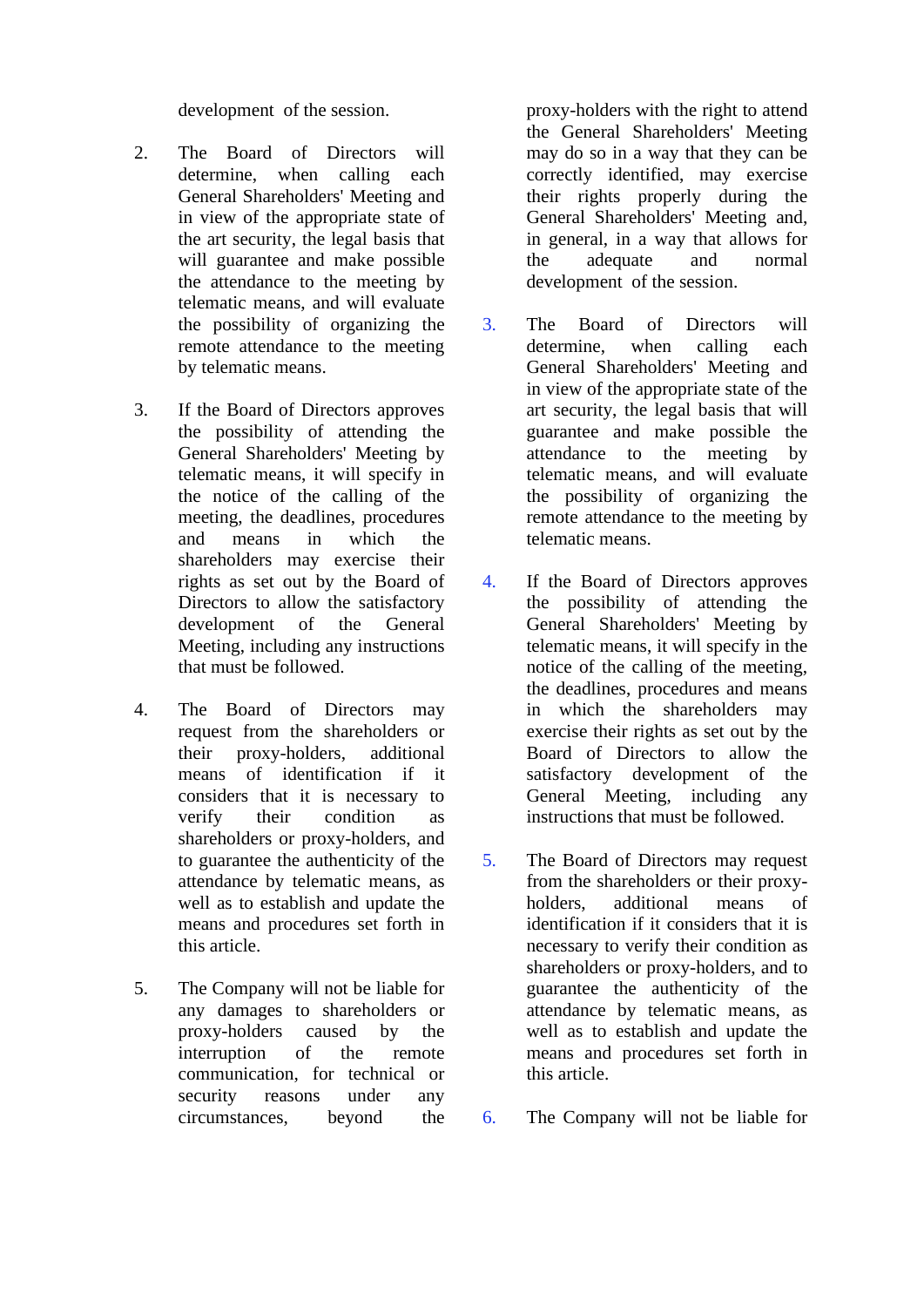development of the session.

2. The Board of Directors will determine, when calling each General Shareholders' Meeting and in view of the appropriate state of the art security, the legal basis that will guarantee and make possible the attendance to the meeting by telematic means, and will evaluate the possibility of organizing the remote attendance to the meeting by telematic means.

3. If the Board of Directors approves the possibility of attending the General Shareholders' Meeting by telematic means, it will specify in the notice of the calling of the meeting, the deadlines, procedures and means in which the shareholders may exercise their rights as set out by the Board of Directors to allow the satisfactory development of the General Meeting, including any instructions that must be followed.

4. The Board of Directors may request from the shareholders or their proxy-holders, additional means of identification if it considers that it is necessary to verify their condition as shareholders or proxy-holders, and to guarantee the authenticity of the attendance by telematic means, as well as to establish and update the means and procedures set forth in this article.

5. The Company will not be liable for any damages to shareholders or proxy-holders caused by the interruption of the remote communication, for technical or security reasons under any circumstances, beyond the

proxy-holders with the right to attend the General Shareholders' Meeting may do so in a way that they can be correctly identified, may exercise their rights properly during the General Shareholders' Meeting and, in general, in a way that allows for the adequate and normal development of the session.

3. The Board of Directors will determine, when calling each General Shareholders' Meeting and in view of the appropriate state of the art security, the legal basis that will guarantee and make possible the attendance to the meeting by telematic means, and will evaluate the possibility of organizing the remote attendance to the meeting by telematic means.

4. If the Board of Directors approves the possibility of attending the General Shareholders' Meeting by telematic means, it will specify in the notice of the calling of the meeting, the deadlines, procedures and means in which the shareholders may exercise their rights as set out by the Board of Directors to allow the satisfactory development of the General Meeting, including any instructions that must be followed.

5. The Board of Directors may request from the shareholders or their proxy-holders, additional means of identification if it considers that it is necessary to verify their condition as shareholders or proxy-holders, and to guarantee the authenticity of the attendance by telematic means, as well as to establish and update the means and procedures set forth in this article.

6. The Company will not be liable for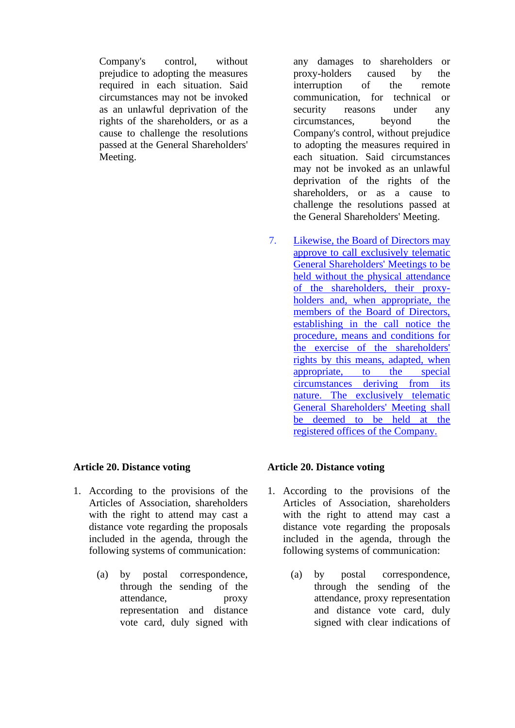| | |
|---|---|
| Company's control, without prejudice to adopting the measures required in each situation. Said circumstances may not be invoked as an unlawful deprivation of the rights of the shareholders, or as a cause to challenge the resolutions passed at the General Shareholders' Meeting. | any damages to shareholders or proxy-holders caused by the interruption of the remote communication, for technical or security reasons under any circumstances, beyond the Company's control, without prejudice to adopting the measures required in each situation. Said circumstances may not be invoked as an unlawful deprivation of the rights of the shareholders, or as a cause to challenge the resolutions passed at the General Shareholders' Meeting. |
| | 7. Likewise, the Board of Directors may approve to call exclusively telematic General Shareholders' Meetings to be held without the physical attendance of the shareholders, their proxy-holders and, when appropriate, the members of the Board of Directors, establishing in the call notice the procedure, means and conditions for the exercise of the shareholders' rights by this means, adapted, when appropriate, to the special circumstances deriving from its nature. The exclusively telematic General Shareholders' Meeting shall be deemed to be held at the registered offices of the Company. |
| **Article 20. Distance voting** | **Article 20. Distance voting** |
| 1. According to the provisions of the Articles of Association, shareholders with the right to attend may cast a distance vote regarding the proposals included in the agenda, through the following systems of communication: | 1. According to the provisions of the Articles of Association, shareholders with the right to attend may cast a distance vote regarding the proposals included in the agenda, through the following systems of communication: |
| (a) by postal correspondence, through the sending of the attendance, proxy representation and distance vote card, duly signed with | (a) by postal correspondence, through the sending of the attendance, proxy representation and distance vote card, duly signed with clear indications of |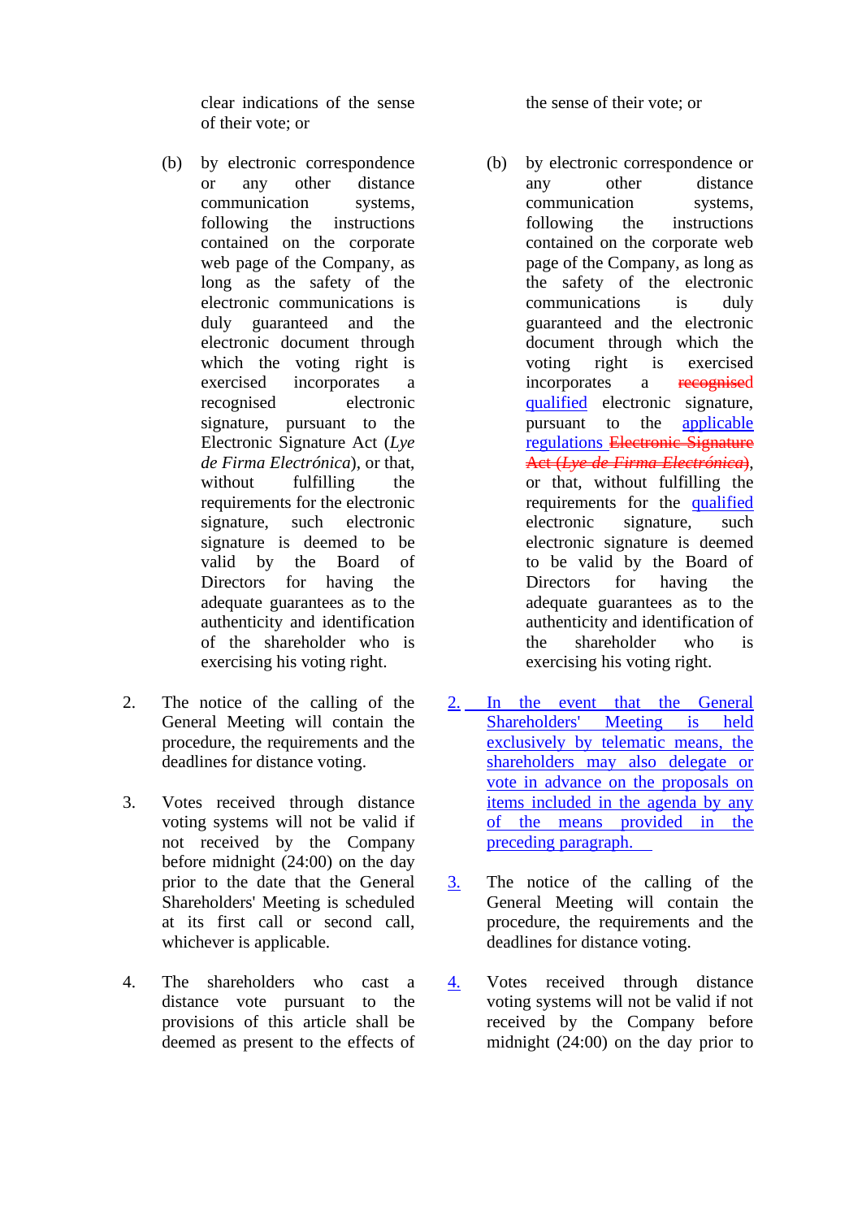| | |
|---|---|
| clear indications of the sense of their vote; or | the sense of their vote; or |
| (b) by electronic correspondence or any other distance communication systems, following the instructions contained on the corporate web page of the Company, as long as the safety of the electronic communications is duly guaranteed and the electronic document through which the voting right is exercised incorporates a recognised electronic signature, pursuant to the Electronic Signature Act (*Lye de Firma Electrónica*), or that, without fulfilling the requirements for the electronic signature, such electronic signature is deemed to be valid by the Board of Directors for having the adequate guarantees as to the authenticity and identification of the shareholder who is exercising his voting right. | (b) by electronic correspondence or any other distance communication systems, following the instructions contained on the corporate web page of the Company, as long as the safety of the electronic communications is duly guaranteed and the electronic document through which the voting right is exercised incorporates a ~~recognised~~ qualified electronic signature, pursuant to the applicable regulations ~~Electronic Signature Act (*Lye de Firma Electrónica*)~~, or that, without fulfilling the requirements for the qualified electronic signature, such electronic signature is deemed to be valid by the Board of Directors for having the adequate guarantees as to the authenticity and identification of the shareholder who is exercising his voting right. |
| 2. The notice of the calling of the General Meeting will contain the procedure, the requirements and the deadlines for distance voting. | 2. In the event that the General Shareholders' Meeting is held exclusively by telematic means, the shareholders may also delegate or vote in advance on the proposals on items included in the agenda by any of the means provided in the preceding paragraph. |
| 3. Votes received through distance voting systems will not be valid if not received by the Company before midnight (24:00) on the day prior to the date that the General Shareholders' Meeting is scheduled at its first call or second call, whichever is applicable. | 3. The notice of the calling of the General Meeting will contain the procedure, the requirements and the deadlines for distance voting. |
| 4. The shareholders who cast a distance vote pursuant to the provisions of this article shall be deemed as present to the effects of | 4. Votes received through distance voting systems will not be valid if not received by the Company before midnight (24:00) on the day prior to |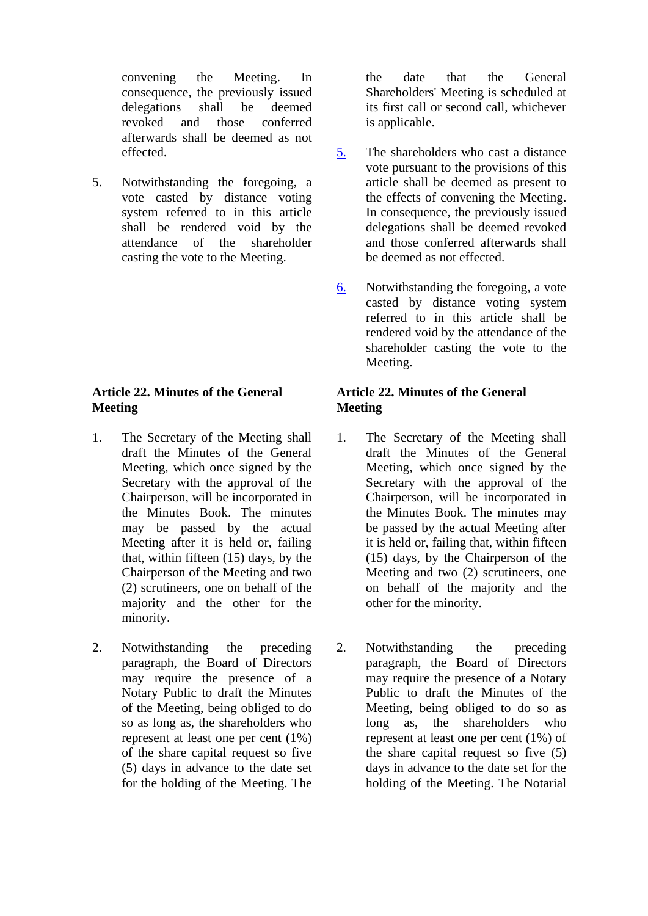convening the Meeting. In consequence, the previously issued delegations shall be deemed revoked and those conferred afterwards shall be deemed as not effected.

5. Notwithstanding the foregoing, a vote casted by distance voting system referred to in this article shall be rendered void by the attendance of the shareholder casting the vote to the Meeting.

the date that the General Shareholders' Meeting is scheduled at its first call or second call, whichever is applicable.

5. The shareholders who cast a distance vote pursuant to the provisions of this article shall be deemed as present to the effects of convening the Meeting. In consequence, the previously issued delegations shall be deemed revoked and those conferred afterwards shall be deemed as not effected.

6. Notwithstanding the foregoing, a vote casted by distance voting system referred to in this article shall be rendered void by the attendance of the shareholder casting the vote to the Meeting.

**Article 22. Minutes of the General Meeting**

1. The Secretary of the Meeting shall draft the Minutes of the General Meeting, which once signed by the Secretary with the approval of the Chairperson, will be incorporated in the Minutes Book. The minutes may be passed by the actual Meeting after it is held or, failing that, within fifteen (15) days, by the Chairperson of the Meeting and two (2) scrutineers, one on behalf of the majority and the other for the minority.

2. Notwithstanding the preceding paragraph, the Board of Directors may require the presence of a Notary Public to draft the Minutes of the Meeting, being obliged to do so as long as, the shareholders who represent at least one per cent (1%) of the share capital request so five (5) days in advance to the date set for the holding of the Meeting. The

**Article 22. Minutes of the General Meeting**

1. The Secretary of the Meeting shall draft the Minutes of the General Meeting, which once signed by the Secretary with the approval of the Chairperson, will be incorporated in the Minutes Book. The minutes may be passed by the actual Meeting after it is held or, failing that, within fifteen (15) days, by the Chairperson of the Meeting and two (2) scrutineers, one on behalf of the majority and the other for the minority.

2. Notwithstanding the preceding paragraph, the Board of Directors may require the presence of a Notary Public to draft the Minutes of the Meeting, being obliged to do so as long as, the shareholders who represent at least one per cent (1%) of the share capital request so five (5) days in advance to the date set for the holding of the Meeting. The Notarial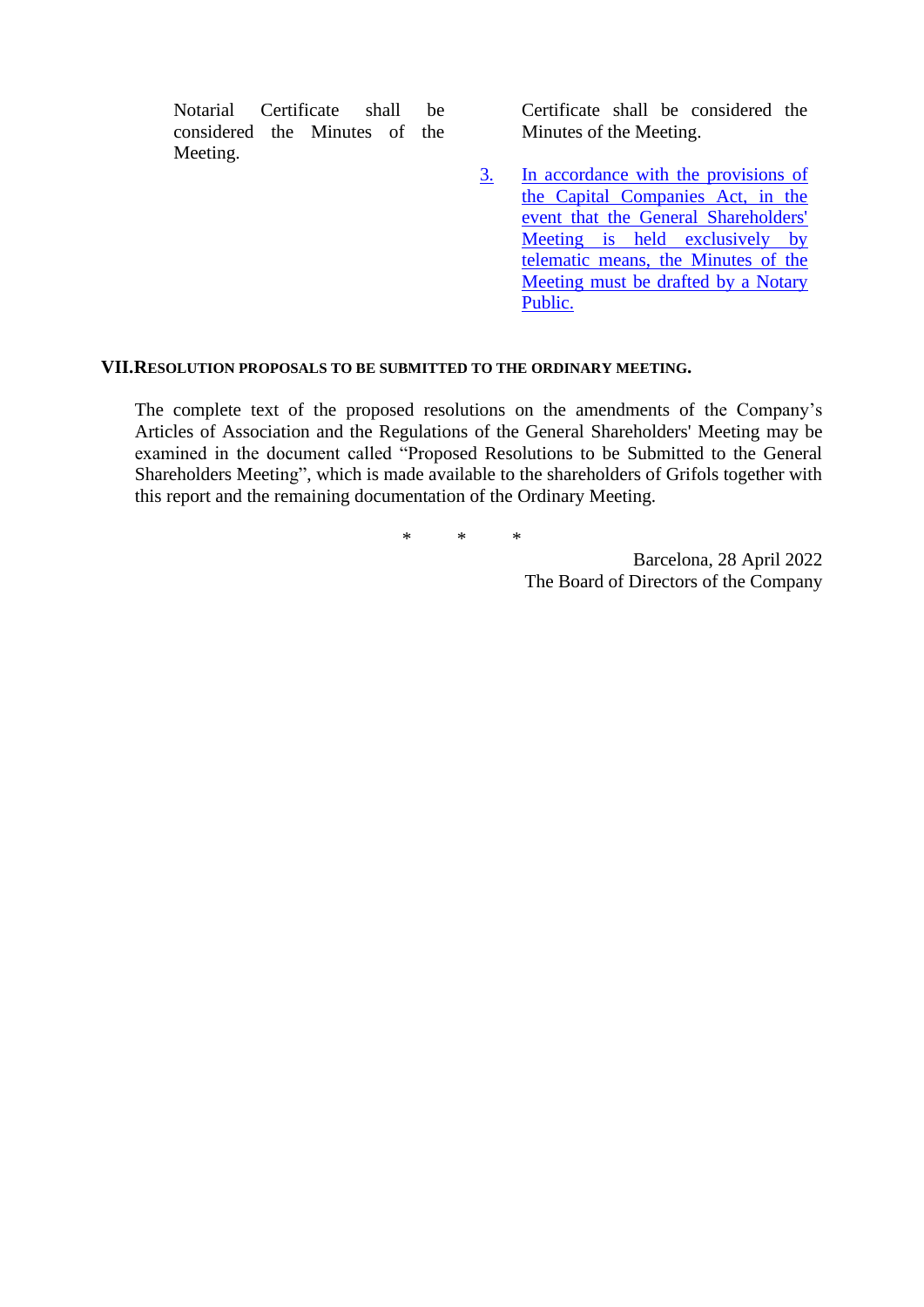| | | |
|---|---|---|
| Notarial Certificate shall be considered the Minutes of the Meeting. | | Certificate shall be considered the Minutes of the Meeting. |
| | 3. | In accordance with the provisions of the Capital Companies Act, in the event that the General Shareholders' Meeting is held exclusively by telematic means, the Minutes of the Meeting must be drafted by a Notary Public. |

## VII. RESOLUTION PROPOSALS TO BE SUBMITTED TO THE ORDINARY MEETING.

The complete text of the proposed resolutions on the amendments of the Company's Articles of Association and the Regulations of the General Shareholders' Meeting may be examined in the document called "Proposed Resolutions to be Submitted to the General Shareholders Meeting", which is made available to the shareholders of Grifols together with this report and the remaining documentation of the Ordinary Meeting.

\* \* \*

Barcelona, 28 April 2022
The Board of Directors of the Company